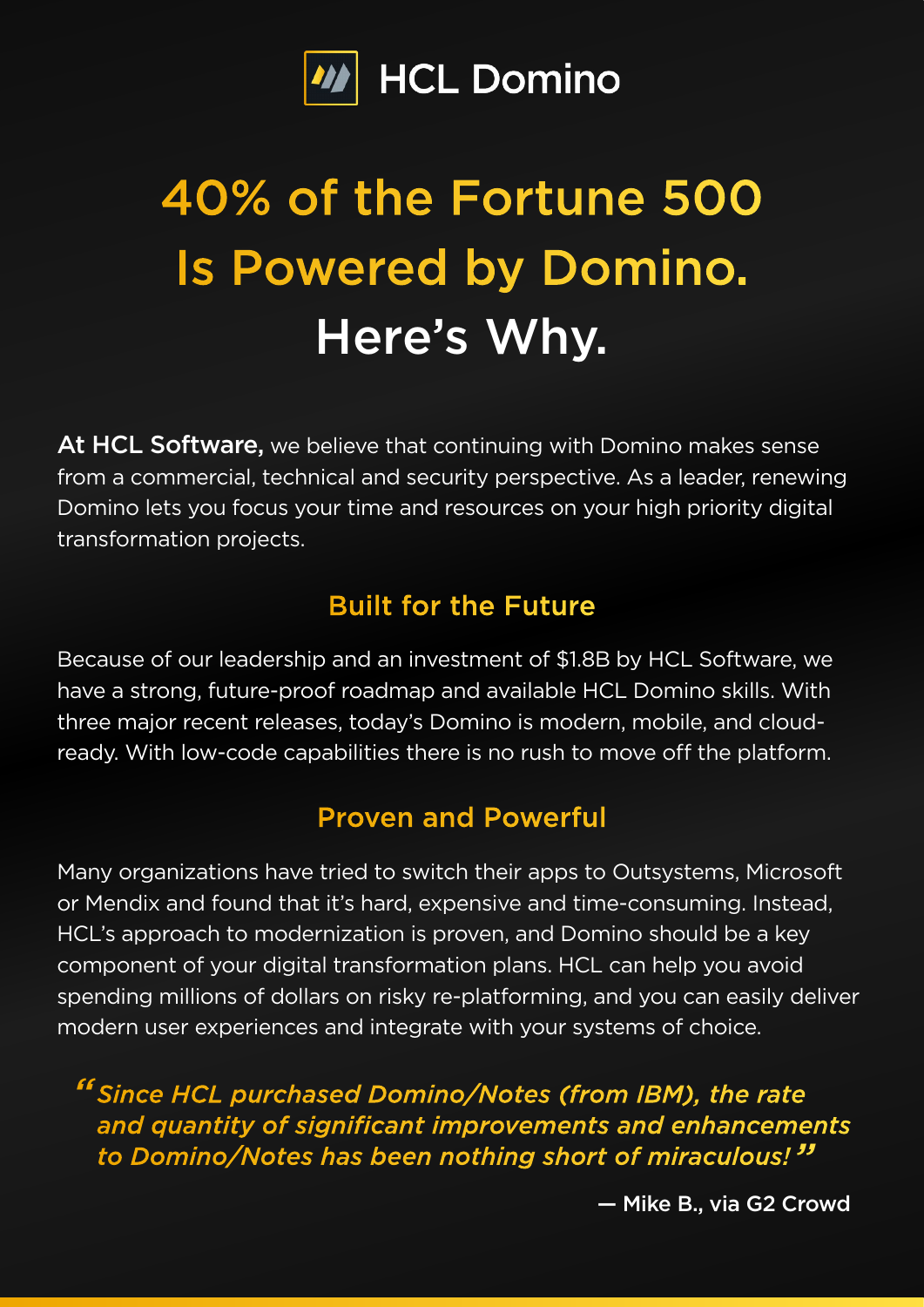HCL Domino

# 40% of the Fortune 500 Is Powered by Domino. Here's Why.

**At HCL Software,** we believe that continuing with Domino makes sense from a commercial, technical and security perspective. As a leader, renewing Domino lets you focus your time and resources on your high priority digital transformation projects.

## Built for the Future

Because of our leadership and an investment of $1.8B by HCL Software, we have a strong, future-proof roadmap and available HCL Domino skills. With three major recent releases, today's Domino is modern, mobile, and cloud-ready. With low-code capabilities there is no rush to move off the platform.

## Proven and Powerful

Many organizations have tried to switch their apps to Outsystems, Microsoft or Mendix and found that it's hard, expensive and time-consuming. Instead, HCL's approach to modernization is proven, and Domino should be a key component of your digital transformation plans. HCL can help you avoid spending millions of dollars on risky re-platforming, and you can easily deliver modern user experiences and integrate with your systems of choice.

> *"Since HCL purchased Domino/Notes (from IBM), the rate and quantity of significant improvements and enhancements to Domino/Notes has been nothing short of miraculous!"*
>
> — Mike B., via G2 Crowd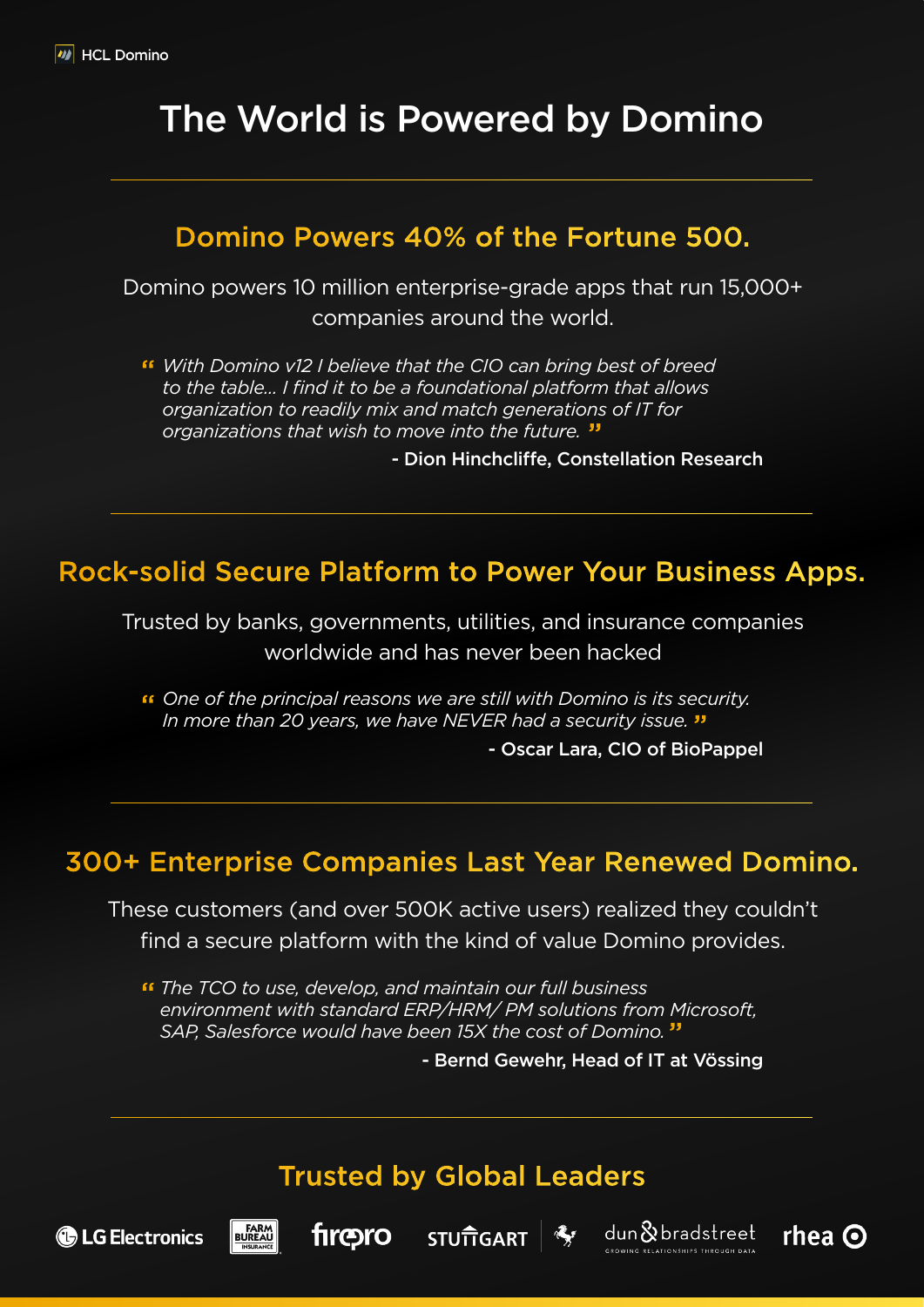HCL Domino

# The World is Powered by Domino

---

## Domino Powers 40% of the Fortune 500.

Domino powers 10 million enterprise-grade apps that run 15,000+ companies around the world.

> *"With Domino v12 I believe that the CIO can bring best of breed to the table… I find it to be a foundational platform that allows organization to readily mix and match generations of IT for organizations that wish to move into the future."*
>
> **- Dion Hinchcliffe, Constellation Research**

---

## Rock-solid Secure Platform to Power Your Business Apps.

Trusted by banks, governments, utilities, and insurance companies worldwide and has never been hacked

> *"One of the principal reasons we are still with Domino is its security. In more than 20 years, we have NEVER had a security issue."*
>
> **- Oscar Lara, CIO of BioPappel**

---

## 300+ Enterprise Companies Last Year Renewed Domino.

These customers (and over 500K active users) realized they couldn't find a secure platform with the kind of value Domino provides.

> *"The TCO to use, develop, and maintain our full business environment with standard ERP/HRM/ PM solutions from Microsoft, SAP, Salesforce would have been 15X the cost of Domino."*
>
> **- Bernd Gewehr, Head of IT at Vössing**

---

## Trusted by Global Leaders

LG Electronics · Farm Bureau Insurance · firepro · Stuttgart · dun & bradstreet · rhea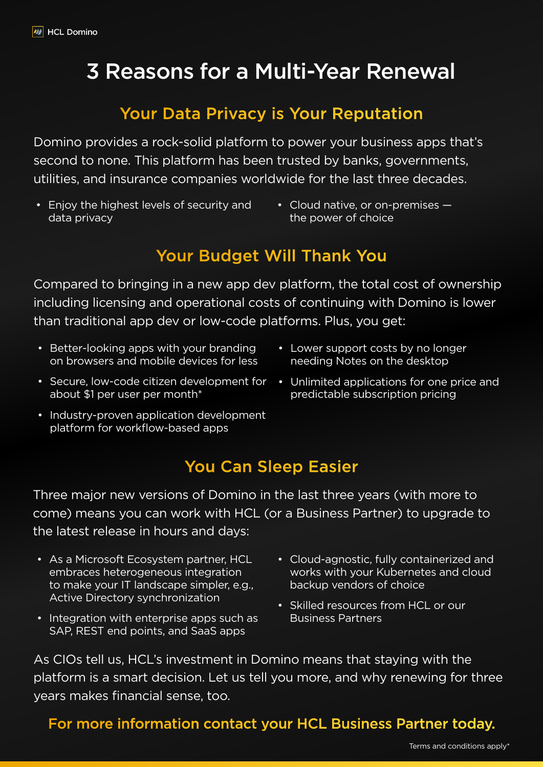HCL Domino

# 3 Reasons for a Multi-Year Renewal

## Your Data Privacy is Your Reputation

Domino provides a rock-solid platform to power your business apps that's second to none. This platform has been trusted by banks, governments, utilities, and insurance companies worldwide for the last three decades.

- Enjoy the highest levels of security and data privacy
- Cloud native, or on-premises — the power of choice

## Your Budget Will Thank You

Compared to bringing in a new app dev platform, the total cost of ownership including licensing and operational costs of continuing with Domino is lower than traditional app dev or low-code platforms. Plus, you get:

- Better-looking apps with your branding on browsers and mobile devices for less
- Secure, low-code citizen development for about $1 per user per month*
- Industry-proven application development platform for workflow-based apps
- Lower support costs by no longer needing Notes on the desktop
- Unlimited applications for one price and predictable subscription pricing

## You Can Sleep Easier

Three major new versions of Domino in the last three years (with more to come) means you can work with HCL (or a Business Partner) to upgrade to the latest release in hours and days:

- As a Microsoft Ecosystem partner, HCL embraces heterogeneous integration to make your IT landscape simpler, e.g., Active Directory synchronization
- Integration with enterprise apps such as SAP, REST end points, and SaaS apps
- Cloud-agnostic, fully containerized and works with your Kubernetes and cloud backup vendors of choice
- Skilled resources from HCL or our Business Partners

As CIOs tell us, HCL's investment in Domino means that staying with the platform is a smart decision. Let us tell you more, and why renewing for three years makes financial sense, too.

**For more information contact your HCL Business Partner today.**

Terms and conditions apply*